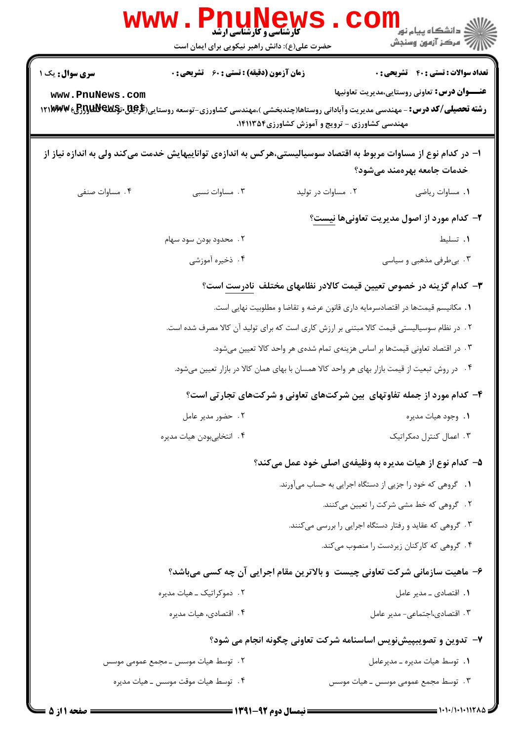**سری سوال:** یک ۱

**زمان آزمون (دقیقه) : تستی : ۶۰ تشریحی : ۰**

**تعداد سوالات : تستی : ۴۰ تشریحی : ۰**

**عنـــوان درس:** تعاونی روستایی،مدیریت تعاونیها

**رشته تحصیلی/کد درس:** - مهندسی مدیریت وآبادانی روستاها(چندبخشی )،مهندسی کشاورزی-توسعه روستایی(گرایش توسعه کشاورزی) ۱۲۱۱۰۰۲ - مهندسی کشاورزی - ترویج و آموزش کشاورزی۱۴۱۱۳۵۴،

**۱- در کدام نوع از مساوات مربوط به اقتصاد سوسیالیستی،هرکس به اندازه‌ی تواناییهایش خدمت می‌کند ولی به اندازه نیاز از خدمات جامعه بهره‌مند می‌شود؟**

۱. مساوات ریاضی
۲. مساوات در تولید
۳. مساوات نسبی
۴. مساوات صنفی

**۲- کدام مورد از اصول مدیریت تعاونی‌ها نیست؟**

۱. تسلیط
۲. محدود بودن سود سهام
۳. بی‌طرفی مذهبی و سیاسی
۴. ذخیره آموزشی

**۳- کدام گزینه در خصوص تعیین قیمت کالادر نظامهای مختلف نادرست است؟**

۱. مکانیسم قیمتها در اقتصادسرمایه داری قانون عرضه و تقاضا و مطلوبیت نهایی است.
۲. در نظام سوسیالیستی قیمت کالا مبتنی بر ارزش کاری است که برای تولید آن کالا مصرف شده است.
۳. در اقتصاد تعاونی قیمتها بر اساس هزینه‌ی تمام شده‌ی هر واحد کالا تعیین میشود.
۴. در روش تبعیت از قیمت بازار بهای هر واحد کالا همسان با بهای همان کالا در بازار تعیین میشود.

**۴- کدام مورد از جمله تفاوتهای بین شرکت‌های تعاونی و شرکت‌های تجارتی است؟**

۱. وجود هیات مدیره
۲. حضور مدیر عامل
۳. اعمال کنترل دمکراتیک
۴. انتخابی‌بودن هیات مدیره

**۵- کدام نوع از هیات مدیره به وظیفه‌ی اصلی خود عمل می‌کند؟**

۱. گروهی که خود را جزیی از دستگاه اجرایی به حساب می‌آورند.
۲. گروهی که خط مشی شرکت را تعیین می‌کنند.
۳. گروهی که عقاید و رفتار دستگاه اجرایی را بررسی می‌کنند.
۴. گروهی که کارکنان زیردست را منصوب می‌کنند.

**۶- ماهیت سازمانی شرکت تعاونی چیست و بالاترین مقام اجرایی آن چه کسی می‌باشد؟**

۱. اقتصادی ـ مدیر عامل
۲. دموکراتیک ـ هیات مدیره
۳. اقتصادی،اجتماعی- مدیر عامل
۴. اقتصادی، هیات مدیره

**۷- تدوین و تصویبپیش‌نویس اساسنامه شرکت تعاونی چگونه انجام می شود؟**

۱. توسط هیات مدیره ـ مدیرعامل
۲. توسط هیات موسس ـ مجمع عمومی موسس
۳. توسط مجمع عمومی موسس ـ هیات موسس
۴. توسط هیات موقت موسس ـ هیات مدیره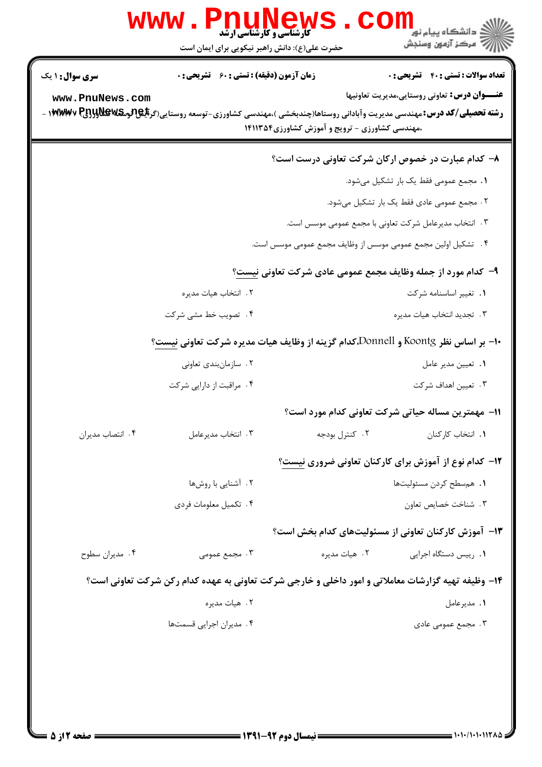**سری سوال: ۱ یک**

**زمان آزمون (دقیقه) : تستی : ۶۰ تشریحی : ۰**

**تعداد سوالات : تستی : ۴۰ تشریحی : ۰**

**عنـــوان درس:** تعاونی روستایی،مدیریت تعاونیها

**رشته تحصیلی/کد درس:** مهندسی مدیریت وآبادانی روستاها(چندبخشی )،مهندسی کشاورزی-توسعه روستایی(گرایش توسعه کشاورزی) ۱۴۱۱۳۳۷ - ،مهندسی کشاورزی - ترویج و آموزش کشاورزی۱۴۱۱۳۵۴

**۸- کدام عبارت در خصوص ارکان شرکت تعاونی درست است؟**

۱. مجمع عمومی فقط یک بار تشکیل می‌شود.

۲. مجمع عمومی عادی فقط یک بار تشکیل می‌شود.

۳. انتخاب مدیرعامل شرکت تعاونی با مجمع عمومی موسس است.

۴. تشکیل اولین مجمع عمومی موسس از وظایف مجمع عمومی موسس است.

**۹- کدام مورد از جمله وظایف مجمع عمومی عادی شرکت تعاونی نیست؟**

۱. تغییر اساسنامه شرکت

۲. انتخاب هیات مدیره

۳. تجدید انتخاب هیات مدیره

۴. تصویب خط مشی شرکت

**۱۰- بر اساس نظر Koontg و Donnell،کدام گزینه از وظایف هیات مدیره شرکت تعاونی نیست؟**

۱. تعیین مدیر عامل

۲. سازمان‌بندی تعاونی

۳. تعیین اهداف شرکت

۴. مراقبت از دارایی شرکت

**۱۱- مهمترین مساله حیاتی شرکت تعاونی کدام مورد است؟**

۱. انتخاب کارکنان

۲. کنترل بودجه

۳. انتخاب مدیرعامل

۴. انتصاب مدیران

**۱۲- کدام نوع از آموزش برای کارکنان تعاونی ضروری نیست؟**

۱. هم‌سطح کردن مسئولیت‌ها

۲. آشنایی با روش‌ها

۳. شناخت خصایص تعاون

۴. تکمیل معلومات فردی

**۱۳- آموزش کارکنان تعاونی از مسئولیت‌های کدام بخش است؟**

۱. رییس دستگاه اجرایی

۲. هیات مدیره

۳. مجمع عمومی

۴. مدیران سطوح

**۱۴- وظیفه تهیه گزارشات معاملاتی و امور داخلی و خارجی شرکت تعاونی به عهده کدام رکن شرکت تعاونی است؟**

۱. مدیرعامل

۲. هیات مدیره

۳. مجمع عمومی عادی

۴. مدیران اجرایی قسمت‌ها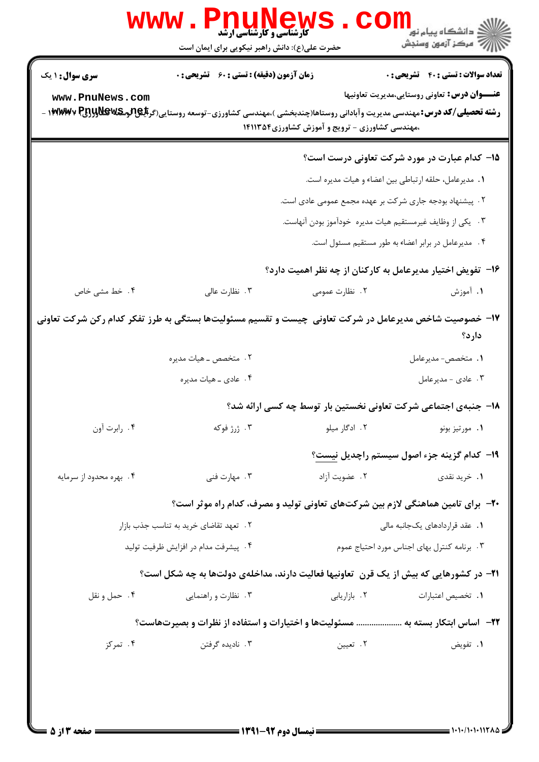**سری سوال:** ۱ یک | **زمان آزمون (دقیقه) : تستی :** ۶۰ **تشریحی :** ۰ | **تعداد سوالات : تستی :** ۴۰ **تشریحی :** ۰

**عنـــوان درس:** تعاونی روستایی،مدیریت تعاونیها

**رشته تحصیلی/کد درس:** مهندسی مدیریت وآبادانی روستاها(چندبخشی )،مهندسی کشاورزی-توسعه روستایی(گرایش توسعه کشاورزی) ۱۴۱۱۳۳۷ - ،مهندسی کشاورزی - ترویج و آموزش کشاورزی۱۴۱۱۳۵۴

۱۵- کدام عبارت در مورد شرکت تعاونی درست است؟

۱. مدیرعامل، حلقه ارتباطی بین اعضاء و هیات مدیره است.

۲. پیشنهاد بودجه جاری شرکت بر عهده مجمع عمومی عادی است.

۳. یکی از وظایف غیرمستقیم هیات مدیره خودآموز بودن آنهاست.

۴. مدیرعامل در برابر اعضاء به طور مستقیم مسئول است.

۱۶- تفویض اختیار مدیرعامل به کارکنان از چه نظر اهمیت دارد؟

۱. آموزش ۲. نظارت عمومی ۳. نظارت عالی ۴. خط مشی خاص

۱۷- خصوصیت شاخص مدیرعامل در شرکت تعاونی چیست و تقسیم مسئولیت‌ها بستگی به طرز تفکر کدام رکن شرکت تعاونی دارد؟

۱. متخصص- مدیرعامل

۲. متخصص ـ هیات مدیره

۳. عادی - مدیرعامل

۴. عادی ـ هیات مدیره

۱۸- جنبه‌ی اجتماعی شرکت تعاونی نخستین بار توسط چه کسی ارائه شد؟

۱. مورتیز بونو ۲. ادگار میلو ۳. ژرژ فوکه ۴. رابرت آون

۱۹- کدام گزینه جزء اصول سیستم راچدیل نیست؟

۱. خرید نقدی ۲. عضویت آزاد ۳. مهارت فنی ۴. بهره محدود از سرمایه

۲۰- برای تامین هماهنگی لازم بین شرکت‌های تعاونی تولید و مصرف، کدام راه موثر است؟

۱. عقد قراردادهای یک‌جانبه مالی

۲. تعهد تقاضای خرید به تناسب جذب بازار

۳. برنامه کنترل بهای اجناس مورد احتیاج عموم

۴. پیشرفت مدام در افزایش ظرفیت تولید

۲۱- در کشورهایی که بیش از یک قرن تعاونیها فعالیت دارند، مداخله‌ی دولت‌ها به چه شکل است؟

۱. تخصیص اعتبارات ۲. بازاریابی ۳. نظارت و راهنمایی ۴. حمل و نقل

۲۲- اساس ابتکار بسته به .................... مسئولیت‌ها و اختیارات و استفاده از نظرات و بصیرت‌هاست؟

۱. تفویض ۲. تعیین ۳. نادیده گرفتن ۴. تمرکز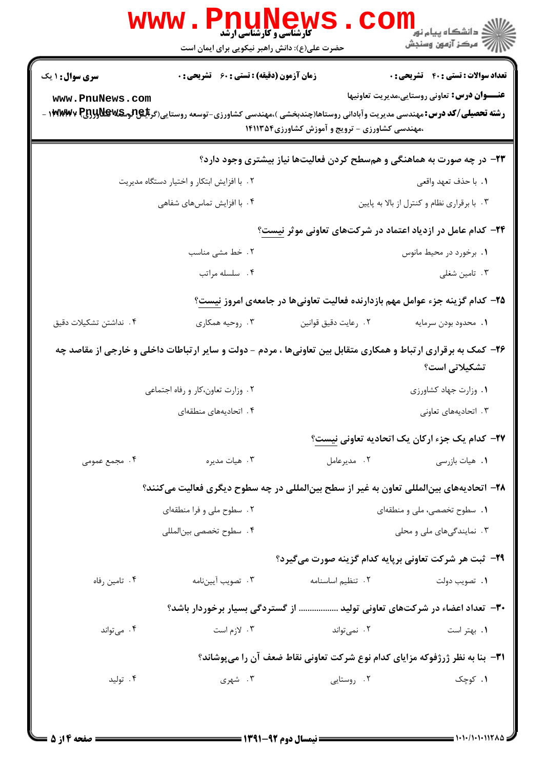۲۳- در چه صورت به هماهنگی و هم‌سطح کردن فعالیت‌ها نیاز بیشتری وجود دارد؟

۱. با حذف تعهد واقعی
۲. با افزایش ابتکار و اختیار دستگاه مدیریت
۳. با برقراری نظام و کنترل از بالا به پایین
۴. با افزایش تماس‌های شفاهی

۲۴- کدام عامل در ازدیاد اعتماد در شرکت‌های تعاونی موثر نیست؟

۱. برخورد در محیط مانوس
۲. خط مشی مناسب
۳. تامین شغلی
۴. سلسله مراتب

۲۵- کدام گزینه جزء عوامل مهم بازدارنده فعالیت تعاونی‌ها در جامعه‌ی امروز نیست؟

۱. محدود بودن سرمایه
۲. رعایت دقیق قوانین
۳. روحیه همکاری
۴. نداشتن تشکیلات دقیق

۲۶- کمک به برقراری ارتباط و همکاری متقابل بین تعاونی‌ها ، مردم - دولت و سایر ارتباطات داخلی و خارجی از مقاصد چه تشکیلاتی است؟

۱. وزارت جهاد کشاورزی
۲. وزارت تعاون،کار و رفاه اجتماعی
۳. اتحادیه‌های تعاونی
۴. اتحادیه‌های منطقه‌ای

۲۷- کدام یک جزء ارکان یک اتحادیه تعاونی نیست؟

۱. هیات بازرسی
۲. مدیرعامل
۳. هیات مدیره
۴. مجمع عمومی

۲۸- اتحادیه‌های بین‌المللی تعاون به غیر از سطح بین‌المللی در چه سطوح دیگری فعالیت می‌کنند؟

۱. سطوح تخصصی، ملی و منطقه‌ای
۲. سطوح ملی و فرا منطقه‌ای
۳. نمایندگی‌های ملی و محلی
۴. سطوح تخصصی بین‌المللی

۲۹- ثبت هر شرکت تعاونی برپایه کدام گزینه صورت می‌گیرد؟

۱. تصویب دولت
۲. تنظیم اساسنامه
۳. تصویب آیین‌نامه
۴. تامین رفاه

۳۰- تعداد اعضاء در شرکت‌های تعاونی تولید ................. از گستردگی بسیار برخوردار باشد؟

۱. بهتر است
۲. نمی‌تواند
۳. لازم است
۴. می‌تواند

۳۱- بنا به نظر ژرژفوکه مزایای کدام نوع شرکت تعاونی نقاط ضعف آن را می‌پوشاند؟

۱. کوچک
۲. روستایی
۳. شهری
۴. تولید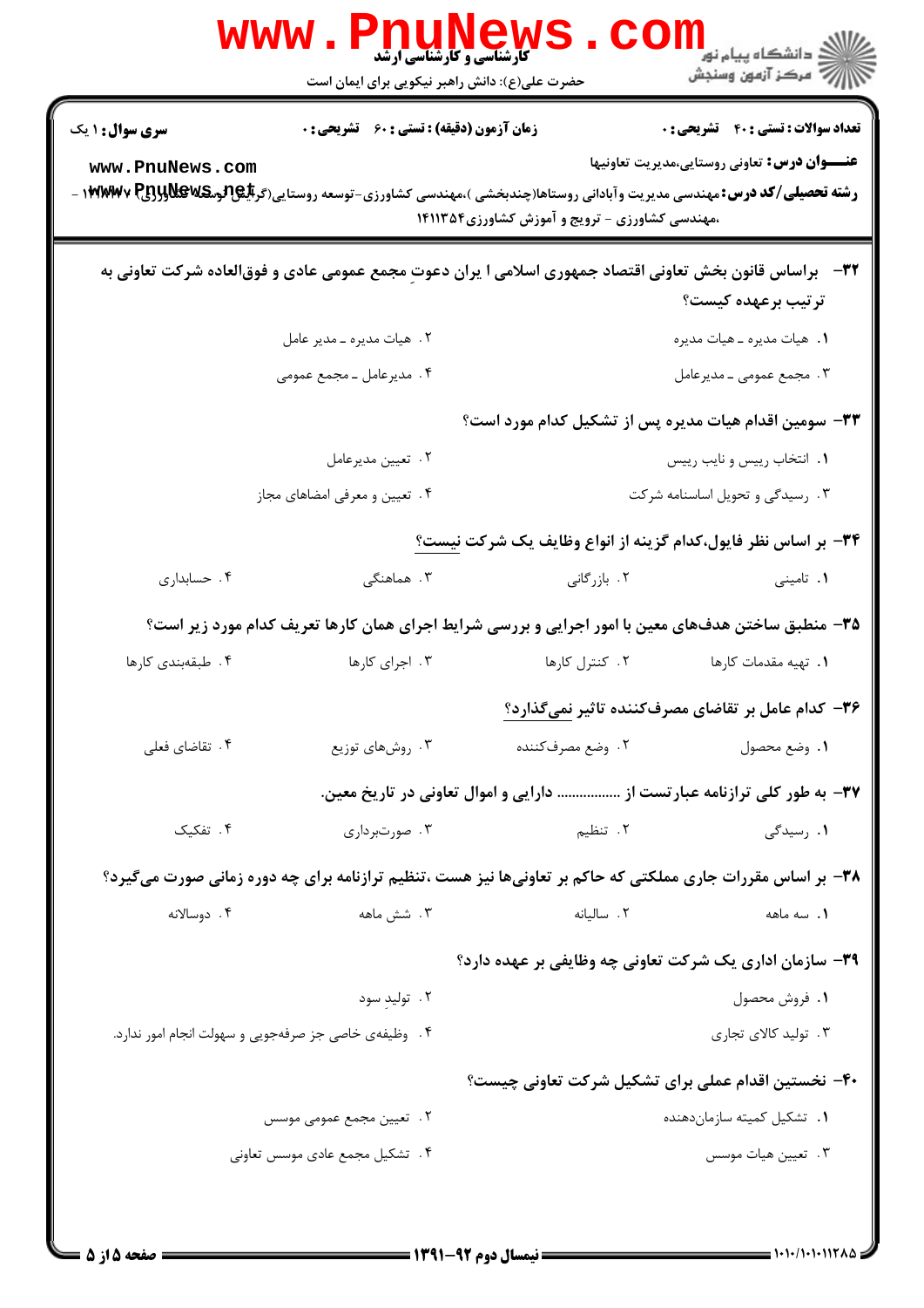۳۲- براساس قانون بخش تعاونی اقتصاد جمهوری اسلامی ا یران دعوتِ مجمع عمومی عادی و فوق‌العاده شرکت تعاونی به ترتیب برعهده کیست؟

۱. هیات مدیره ـ هیات مدیره
۲. هیات مدیره ـ مدیر عامل
۳. مجمع عمومی ـ مدیرعامل
۴. مدیرعامل ـ مجمع عمومی

۳۳- سومین اقدام هیات مدیره پس از تشکیل کدام مورد است؟

۱. انتخاب رییس و نایب رییس
۲. تعیین مدیرعامل
۳. رسیدگی و تحویل اساسنامه شرکت
۴. تعیین و معرفی امضاهای مجاز

۳۴- بر اساس نظر فایول،کدام گزینه از انواع وظایف یک شرکت نیست؟

۱. تامینی
۲. بازرگانی
۳. هماهنگی
۴. حسابداری

۳۵- منطبق ساختن هدف‌های معین با امور اجرایی و بررسی شرایط اجرای همان کارها تعریف کدام مورد زیر است؟

۱. تهیه مقدمات کارها
۲. کنترل کارها
۳. اجرای کارها
۴. طبقه‌بندی کارها

۳۶- کدام عامل بر تقاضای مصرف‌کننده تاثیر نمی‌گذارد؟

۱. وضع محصول
۲. وضع مصرف‌کننده
۳. روش‌های توزیع
۴. تقاضای فعلی

۳۷- به طور کلی ترازنامه عبارتست از ................ دارایی و اموال تعاونی در تاریخ معین.

۱. رسیدگی
۲. تنظیم
۳. صورت‌برداری
۴. تفکیک

۳۸- بر اساس مقررات جاری مملکتی که حاکم بر تعاونی‌ها نیز هست ،تنظیم ترازنامه برای چه دوره زمانی صورت می‌گیرد؟

۱. سه ماهه
۲. سالیانه
۳. شش ماهه
۴. دوسالانه

۳۹- سازمان اداری یک شرکت تعاونی چه وظایفی بر عهده دارد؟

۱. فروش محصول
۲. تولیدِ سود
۳. تولید کالای تجاری
۴. وظیفه‌ی خاصی جز صرفه‌جویی و سهولت انجام امور ندارد.

۴۰- نخستین اقدام عملی برای تشکیل شرکت تعاونی چیست؟

۱. تشکیل کمیته سازمان‌دهنده
۲. تعیین مجمع عمومی موسس
۳. تعیین هیات موسس
۴. تشکیل مجمع عادی موسس تعاونی